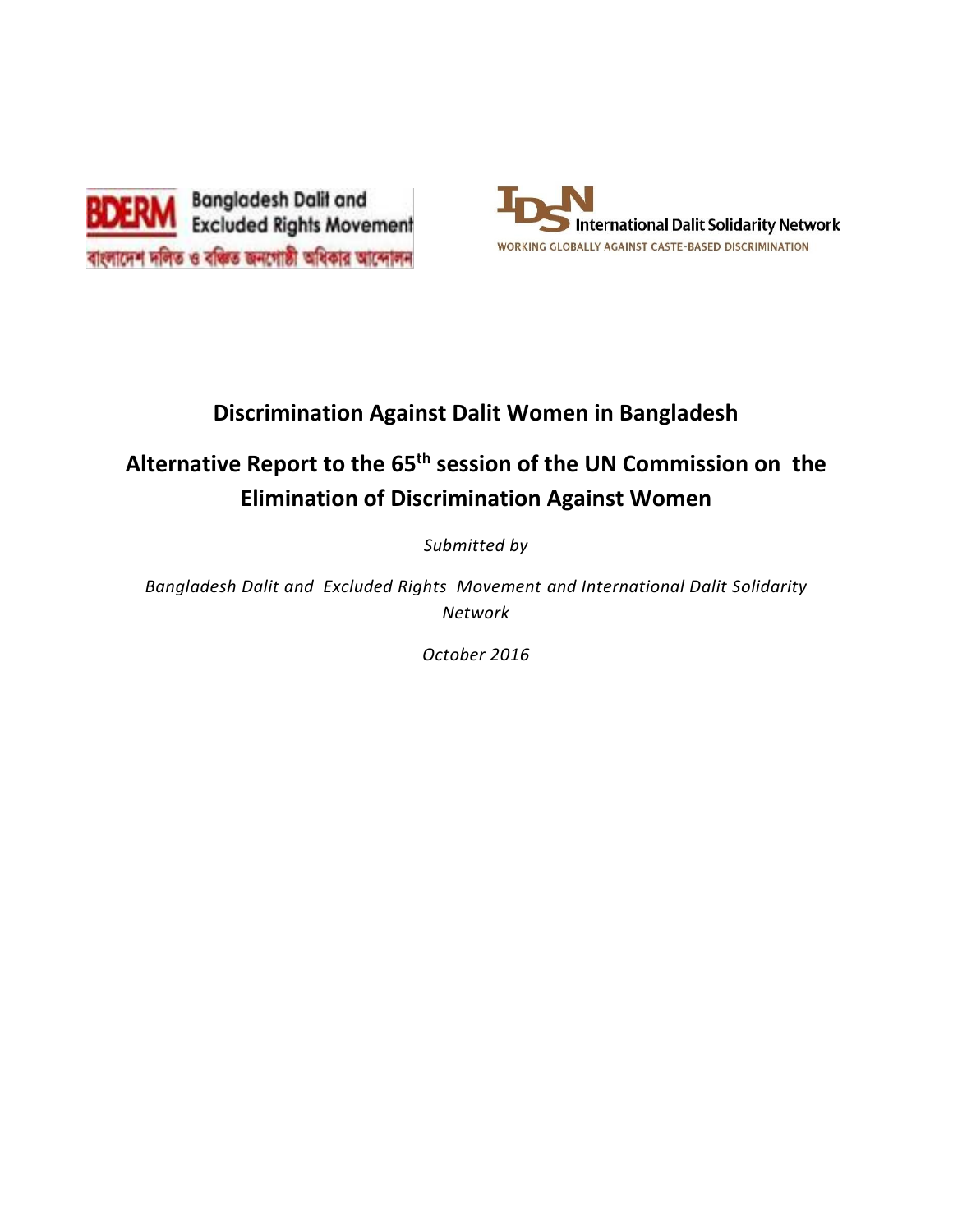BDERM Bangladesh Dalit and Excluded Rights Movement

বাংলাদেশ দলিত ও বঞ্চিত জনগোষ্ঠী অধিকার আন্দোলন

IDSN International Dalit Solidarity Network

WORKING GLOBALLY AGAINST CASTE-BASED DISCRIMINATION

# Discrimination Against Dalit Women in Bangladesh

## Alternative Report to the 65th session of the UN Commission on the Elimination of Discrimination Against Women

*Submitted by*

*Bangladesh Dalit and Excluded Rights Movement and International Dalit Solidarity Network*

*October 2016*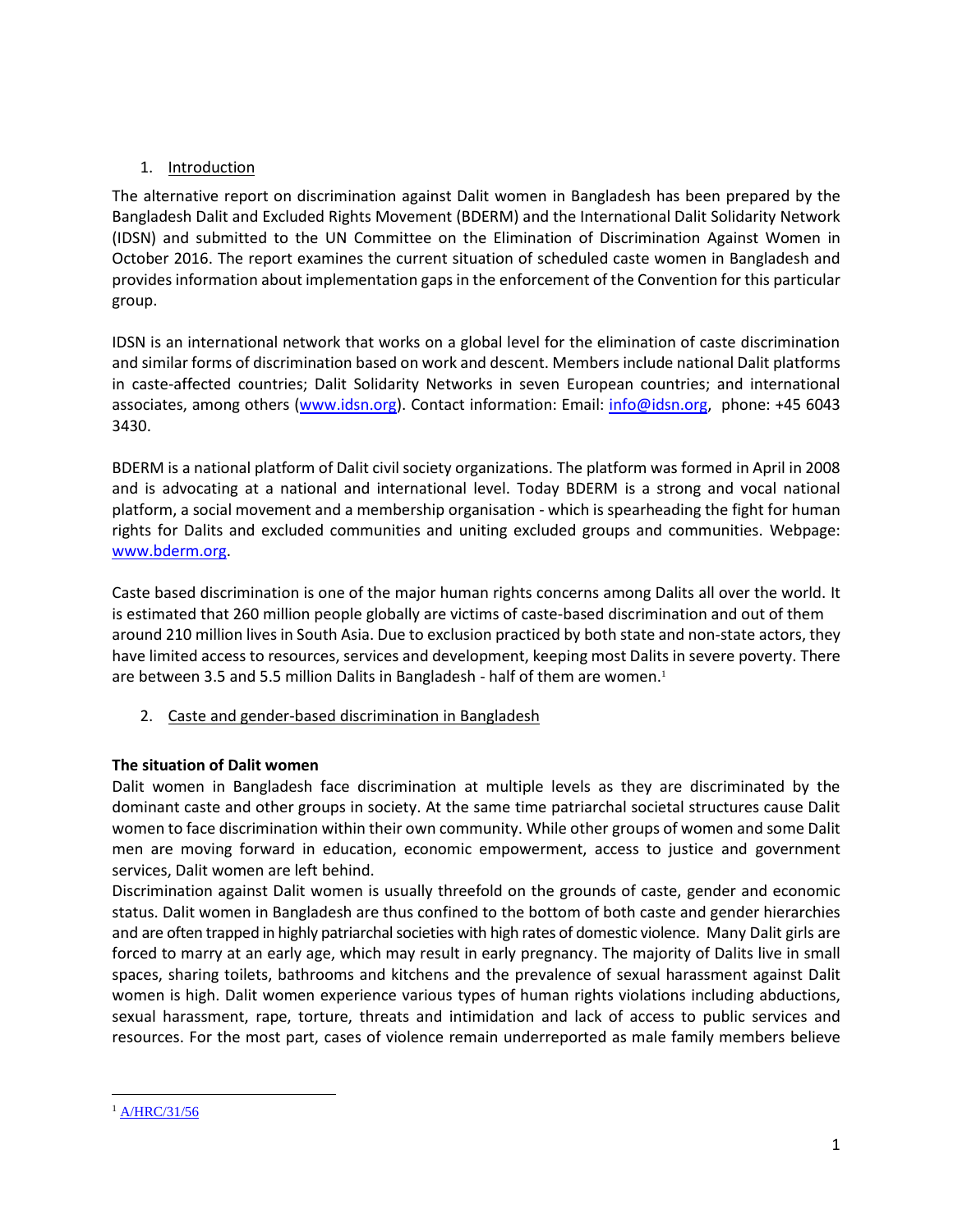1. Introduction

The alternative report on discrimination against Dalit women in Bangladesh has been prepared by the Bangladesh Dalit and Excluded Rights Movement (BDERM) and the International Dalit Solidarity Network (IDSN) and submitted to the UN Committee on the Elimination of Discrimination Against Women in October 2016. The report examines the current situation of scheduled caste women in Bangladesh and provides information about implementation gaps in the enforcement of the Convention for this particular group.

IDSN is an international network that works on a global level for the elimination of caste discrimination and similar forms of discrimination based on work and descent. Members include national Dalit platforms in caste-affected countries; Dalit Solidarity Networks in seven European countries; and international associates, among others (www.idsn.org). Contact information: Email: info@idsn.org, phone: +45 6043 3430.

BDERM is a national platform of Dalit civil society organizations. The platform was formed in April in 2008 and is advocating at a national and international level. Today BDERM is a strong and vocal national platform, a social movement and a membership organisation - which is spearheading the fight for human rights for Dalits and excluded communities and uniting excluded groups and communities. Webpage: www.bderm.org.

Caste based discrimination is one of the major human rights concerns among Dalits all over the world. It is estimated that 260 million people globally are victims of caste-based discrimination and out of them around 210 million lives in South Asia. Due to exclusion practiced by both state and non-state actors, they have limited access to resources, services and development, keeping most Dalits in severe poverty. There are between 3.5 and 5.5 million Dalits in Bangladesh - half of them are women.[1]

2. Caste and gender-based discrimination in Bangladesh

**The situation of Dalit women**

Dalit women in Bangladesh face discrimination at multiple levels as they are discriminated by the dominant caste and other groups in society. At the same time patriarchal societal structures cause Dalit women to face discrimination within their own community. While other groups of women and some Dalit men are moving forward in education, economic empowerment, access to justice and government services, Dalit women are left behind.

Discrimination against Dalit women is usually threefold on the grounds of caste, gender and economic status. Dalit women in Bangladesh are thus confined to the bottom of both caste and gender hierarchies and are often trapped in highly patriarchal societies with high rates of domestic violence. Many Dalit girls are forced to marry at an early age, which may result in early pregnancy. The majority of Dalits live in small spaces, sharing toilets, bathrooms and kitchens and the prevalence of sexual harassment against Dalit women is high. Dalit women experience various types of human rights violations including abductions, sexual harassment, rape, torture, threats and intimidation and lack of access to public services and resources. For the most part, cases of violence remain underreported as male family members believe

[1] A/HRC/31/56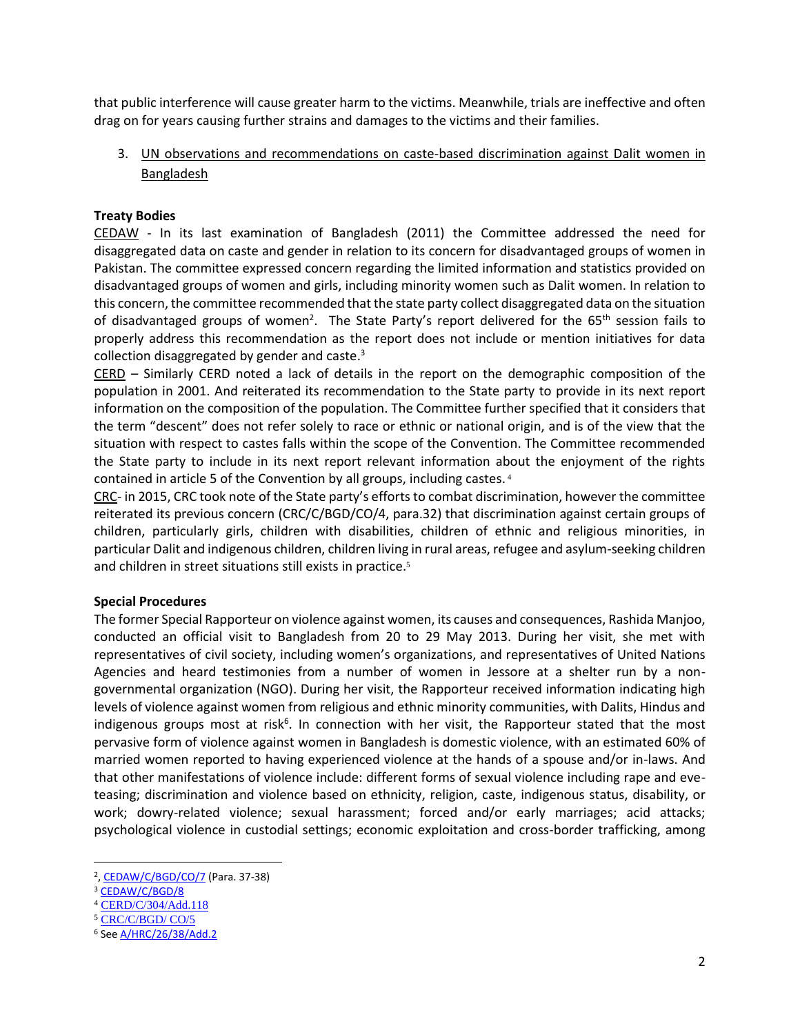that public interference will cause greater harm to the victims. Meanwhile, trials are ineffective and often drag on for years causing further strains and damages to the victims and their families.

3. UN observations and recommendations on caste-based discrimination against Dalit women in Bangladesh

**Treaty Bodies**

CEDAW - In its last examination of Bangladesh (2011) the Committee addressed the need for disaggregated data on caste and gender in relation to its concern for disadvantaged groups of women in Pakistan. The committee expressed concern regarding the limited information and statistics provided on disadvantaged groups of women and girls, including minority women such as Dalit women. In relation to this concern, the committee recommended that the state party collect disaggregated data on the situation of disadvantaged groups of women[2]. The State Party's report delivered for the 65th session fails to properly address this recommendation as the report does not include or mention initiatives for data collection disaggregated by gender and caste.[3]

CERD – Similarly CERD noted a lack of details in the report on the demographic composition of the population in 2001. And reiterated its recommendation to the State party to provide in its next report information on the composition of the population. The Committee further specified that it considers that the term "descent" does not refer solely to race or ethnic or national origin, and is of the view that the situation with respect to castes falls within the scope of the Convention. The Committee recommended the State party to include in its next report relevant information about the enjoyment of the rights contained in article 5 of the Convention by all groups, including castes.[4]

CRC- in 2015, CRC took note of the State party's efforts to combat discrimination, however the committee reiterated its previous concern (CRC/C/BGD/CO/4, para.32) that discrimination against certain groups of children, particularly girls, children with disabilities, children of ethnic and religious minorities, in particular Dalit and indigenous children, children living in rural areas, refugee and asylum-seeking children and children in street situations still exists in practice.[5]

**Special Procedures**

The former Special Rapporteur on violence against women, its causes and consequences, Rashida Manjoo, conducted an official visit to Bangladesh from 20 to 29 May 2013. During her visit, she met with representatives of civil society, including women's organizations, and representatives of United Nations Agencies and heard testimonies from a number of women in Jessore at a shelter run by a non-governmental organization (NGO). During her visit, the Rapporteur received information indicating high levels of violence against women from religious and ethnic minority communities, with Dalits, Hindus and indigenous groups most at risk[6]. In connection with her visit, the Rapporteur stated that the most pervasive form of violence against women in Bangladesh is domestic violence, with an estimated 60% of married women reported to having experienced violence at the hands of a spouse and/or in-laws. And that other manifestations of violence include: different forms of sexual violence including rape and eve-teasing; discrimination and violence based on ethnicity, religion, caste, indigenous status, disability, or work; dowry-related violence; sexual harassment; forced and/or early marriages; acid attacks; psychological violence in custodial settings; economic exploitation and cross-border trafficking, among

---

[2] , CEDAW/C/BGD/CO/7 (Para. 37-38)

[3] CEDAW/C/BGD/8

[4] CERD/C/304/Add.118

[5] CRC/C/BGD/ CO/5

[6] See A/HRC/26/38/Add.2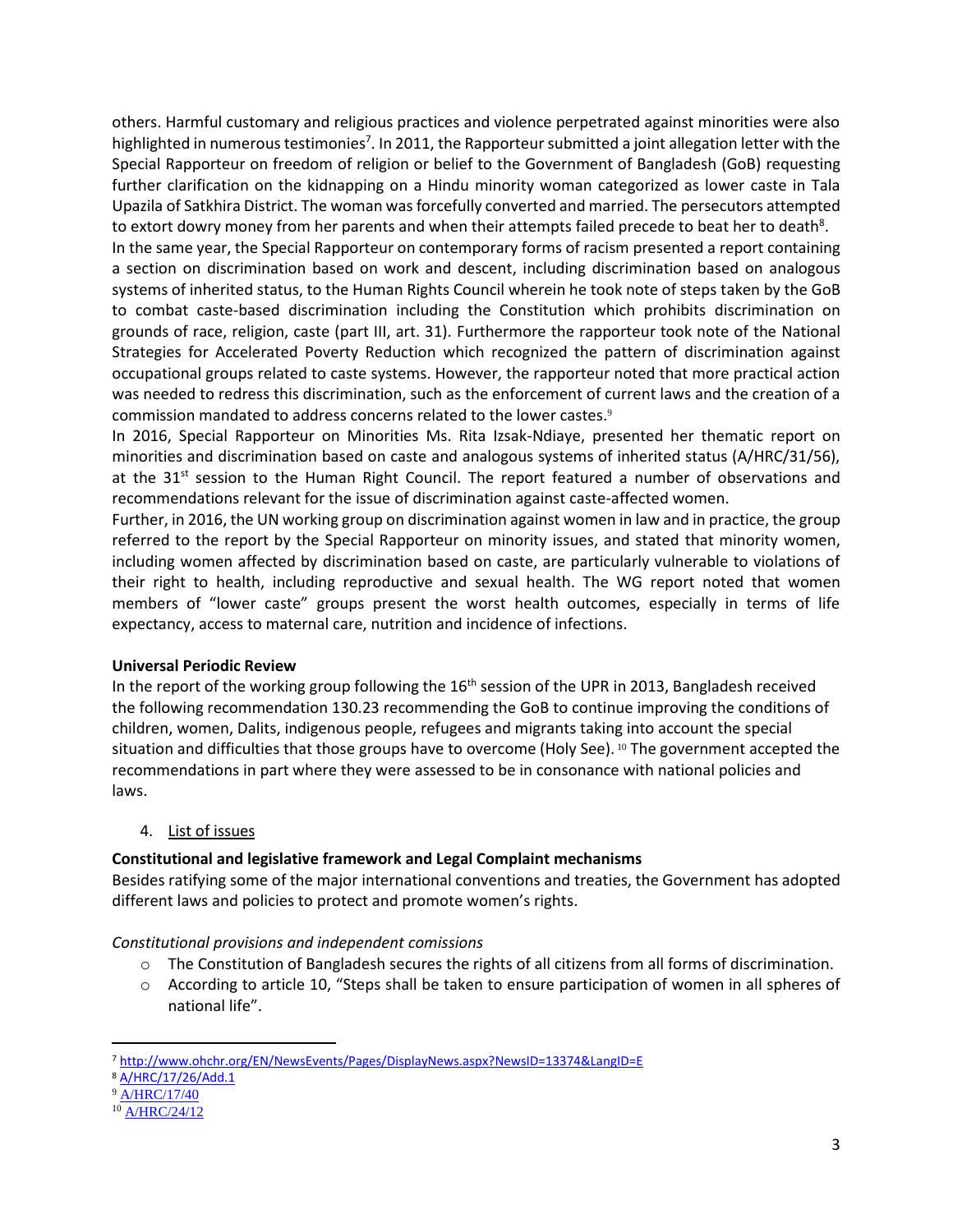others. Harmful customary and religious practices and violence perpetrated against minorities were also highlighted in numerous testimonies[7]. In 2011, the Rapporteur submitted a joint allegation letter with the Special Rapporteur on freedom of religion or belief to the Government of Bangladesh (GoB) requesting further clarification on the kidnapping on a Hindu minority woman categorized as lower caste in Tala Upazila of Satkhira District. The woman was forcefully converted and married. The persecutors attempted to extort dowry money from her parents and when their attempts failed precede to beat her to death[8].

In the same year, the Special Rapporteur on contemporary forms of racism presented a report containing a section on discrimination based on work and descent, including discrimination based on analogous systems of inherited status, to the Human Rights Council wherein he took note of steps taken by the GoB to combat caste-based discrimination including the Constitution which prohibits discrimination on grounds of race, religion, caste (part III, art. 31). Furthermore the rapporteur took note of the National Strategies for Accelerated Poverty Reduction which recognized the pattern of discrimination against occupational groups related to caste systems. However, the rapporteur noted that more practical action was needed to redress this discrimination, such as the enforcement of current laws and the creation of a commission mandated to address concerns related to the lower castes.[9]

In 2016, Special Rapporteur on Minorities Ms. Rita Izsak-Ndiaye, presented her thematic report on minorities and discrimination based on caste and analogous systems of inherited status (A/HRC/31/56), at the 31st session to the Human Right Council. The report featured a number of observations and recommendations relevant for the issue of discrimination against caste-affected women.

Further, in 2016, the UN working group on discrimination against women in law and in practice, the group referred to the report by the Special Rapporteur on minority issues, and stated that minority women, including women affected by discrimination based on caste, are particularly vulnerable to violations of their right to health, including reproductive and sexual health. The WG report noted that women members of "lower caste" groups present the worst health outcomes, especially in terms of life expectancy, access to maternal care, nutrition and incidence of infections.

**Universal Periodic Review**

In the report of the working group following the 16th session of the UPR in 2013, Bangladesh received the following recommendation 130.23 recommending the GoB to continue improving the conditions of children, women, Dalits, indigenous people, refugees and migrants taking into account the special situation and difficulties that those groups have to overcome (Holy See). [10] The government accepted the recommendations in part where they were assessed to be in consonance with national policies and laws.

4. List of issues

**Constitutional and legislative framework and Legal Complaint mechanisms**

Besides ratifying some of the major international conventions and treaties, the Government has adopted different laws and policies to protect and promote women's rights.

*Constitutional provisions and independent comissions*

- The Constitution of Bangladesh secures the rights of all citizens from all forms of discrimination.
- According to article 10, "Steps shall be taken to ensure participation of women in all spheres of national life".

[7] http://www.ohchr.org/EN/NewsEvents/Pages/DisplayNews.aspx?NewsID=13374&LangID=E
[8] A/HRC/17/26/Add.1
[9] A/HRC/17/40
[10] A/HRC/24/12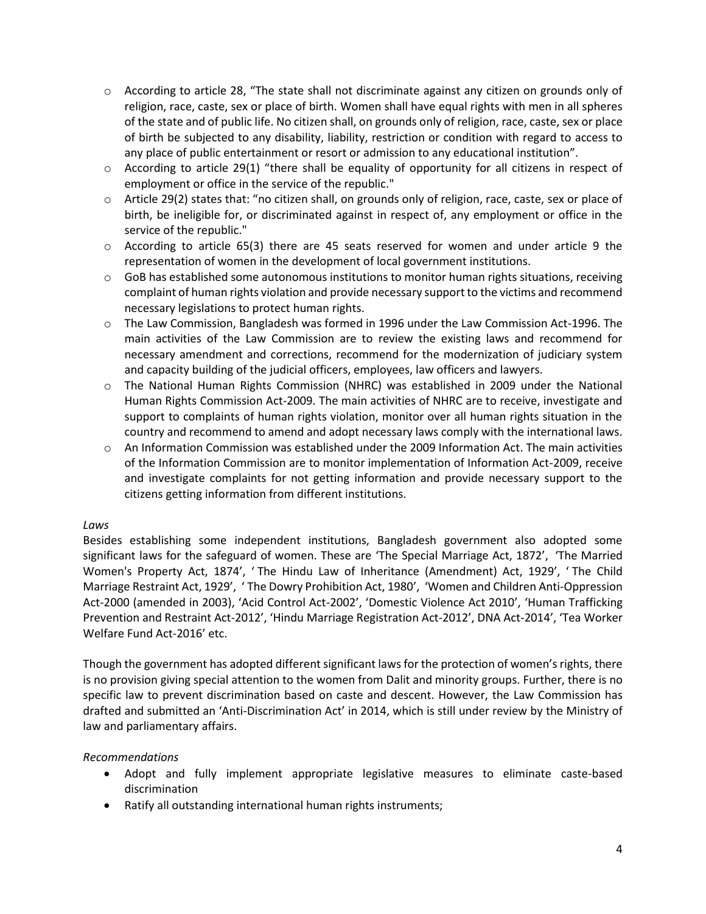- According to article 28, "The state shall not discriminate against any citizen on grounds only of religion, race, caste, sex or place of birth. Women shall have equal rights with men in all spheres of the state and of public life. No citizen shall, on grounds only of religion, race, caste, sex or place of birth be subjected to any disability, liability, restriction or condition with regard to access to any place of public entertainment or resort or admission to any educational institution".
- According to article 29(1) "there shall be equality of opportunity for all citizens in respect of employment or office in the service of the republic."
- Article 29(2) states that: "no citizen shall, on grounds only of religion, race, caste, sex or place of birth, be ineligible for, or discriminated against in respect of, any employment or office in the service of the republic."
- According to article 65(3) there are 45 seats reserved for women and under article 9 the representation of women in the development of local government institutions.
- GoB has established some autonomous institutions to monitor human rights situations, receiving complaint of human rights violation and provide necessary support to the victims and recommend necessary legislations to protect human rights.
- The Law Commission, Bangladesh was formed in 1996 under the Law Commission Act-1996. The main activities of the Law Commission are to review the existing laws and recommend for necessary amendment and corrections, recommend for the modernization of judiciary system and capacity building of the judicial officers, employees, law officers and lawyers.
- The National Human Rights Commission (NHRC) was established in 2009 under the National Human Rights Commission Act-2009. The main activities of NHRC are to receive, investigate and support to complaints of human rights violation, monitor over all human rights situation in the country and recommend to amend and adopt necessary laws comply with the international laws.
- An Information Commission was established under the 2009 Information Act. The main activities of the Information Commission are to monitor implementation of Information Act-2009, receive and investigate complaints for not getting information and provide necessary support to the citizens getting information from different institutions.

*Laws*

Besides establishing some independent institutions, Bangladesh government also adopted some significant laws for the safeguard of women. These are 'The Special Marriage Act, 1872', 'The Married Women's Property Act, 1874', ' The Hindu Law of Inheritance (Amendment) Act, 1929', ' The Child Marriage Restraint Act, 1929', ' The Dowry Prohibition Act, 1980', 'Women and Children Anti-Oppression Act-2000 (amended in 2003), 'Acid Control Act-2002', 'Domestic Violence Act 2010', 'Human Trafficking Prevention and Restraint Act-2012', 'Hindu Marriage Registration Act-2012', DNA Act-2014', 'Tea Worker Welfare Fund Act-2016' etc.

Though the government has adopted different significant laws for the protection of women's rights, there is no provision giving special attention to the women from Dalit and minority groups. Further, there is no specific law to prevent discrimination based on caste and descent. However, the Law Commission has drafted and submitted an 'Anti-Discrimination Act' in 2014, which is still under review by the Ministry of law and parliamentary affairs.

*Recommendations*

- Adopt and fully implement appropriate legislative measures to eliminate caste-based discrimination
- Ratify all outstanding international human rights instruments;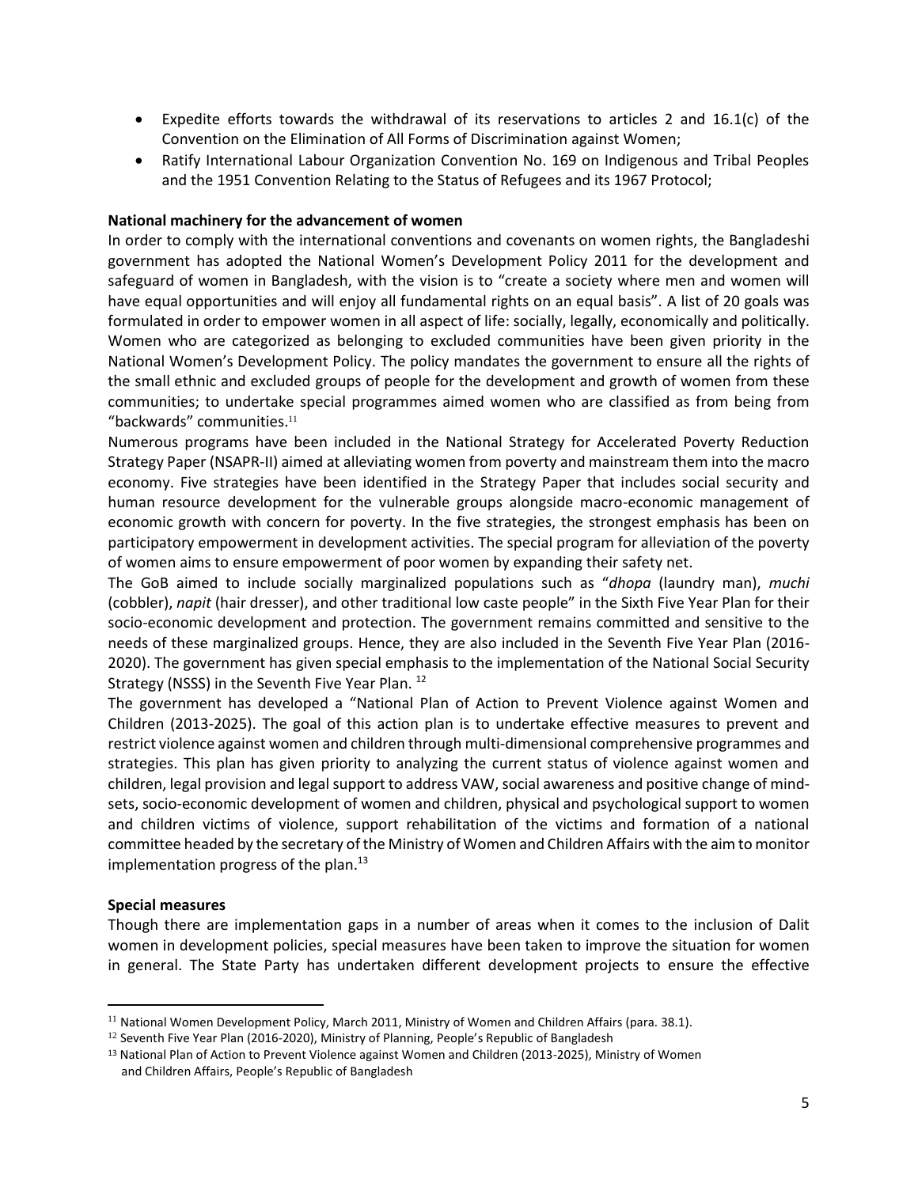- Expedite efforts towards the withdrawal of its reservations to articles 2 and 16.1(c) of the Convention on the Elimination of All Forms of Discrimination against Women;
- Ratify International Labour Organization Convention No. 169 on Indigenous and Tribal Peoples and the 1951 Convention Relating to the Status of Refugees and its 1967 Protocol;

**National machinery for the advancement of women**

In order to comply with the international conventions and covenants on women rights, the Bangladeshi government has adopted the National Women's Development Policy 2011 for the development and safeguard of women in Bangladesh, with the vision is to "create a society where men and women will have equal opportunities and will enjoy all fundamental rights on an equal basis". A list of 20 goals was formulated in order to empower women in all aspect of life: socially, legally, economically and politically. Women who are categorized as belonging to excluded communities have been given priority in the National Women's Development Policy. The policy mandates the government to ensure all the rights of the small ethnic and excluded groups of people for the development and growth of women from these communities; to undertake special programmes aimed women who are classified as from being from "backwards" communities.[11]

Numerous programs have been included in the National Strategy for Accelerated Poverty Reduction Strategy Paper (NSAPR-II) aimed at alleviating women from poverty and mainstream them into the macro economy. Five strategies have been identified in the Strategy Paper that includes social security and human resource development for the vulnerable groups alongside macro-economic management of economic growth with concern for poverty. In the five strategies, the strongest emphasis has been on participatory empowerment in development activities. The special program for alleviation of the poverty of women aims to ensure empowerment of poor women by expanding their safety net.

The GoB aimed to include socially marginalized populations such as "*dhopa* (laundry man), *muchi* (cobbler), *napit* (hair dresser), and other traditional low caste people" in the Sixth Five Year Plan for their socio-economic development and protection. The government remains committed and sensitive to the needs of these marginalized groups. Hence, they are also included in the Seventh Five Year Plan (2016-2020). The government has given special emphasis to the implementation of the National Social Security Strategy (NSSS) in the Seventh Five Year Plan. [12]

The government has developed a "National Plan of Action to Prevent Violence against Women and Children (2013-2025). The goal of this action plan is to undertake effective measures to prevent and restrict violence against women and children through multi-dimensional comprehensive programmes and strategies. This plan has given priority to analyzing the current status of violence against women and children, legal provision and legal support to address VAW, social awareness and positive change of mind-sets, socio-economic development of women and children, physical and psychological support to women and children victims of violence, support rehabilitation of the victims and formation of a national committee headed by the secretary of the Ministry of Women and Children Affairs with the aim to monitor implementation progress of the plan.[13]

**Special measures**

Though there are implementation gaps in a number of areas when it comes to the inclusion of Dalit women in development policies, special measures have been taken to improve the situation for women in general. The State Party has undertaken different development projects to ensure the effective

---

[11] National Women Development Policy, March 2011, Ministry of Women and Children Affairs (para. 38.1).

[12] Seventh Five Year Plan (2016-2020), Ministry of Planning, People's Republic of Bangladesh

[13] National Plan of Action to Prevent Violence against Women and Children (2013-2025), Ministry of Women and Children Affairs, People's Republic of Bangladesh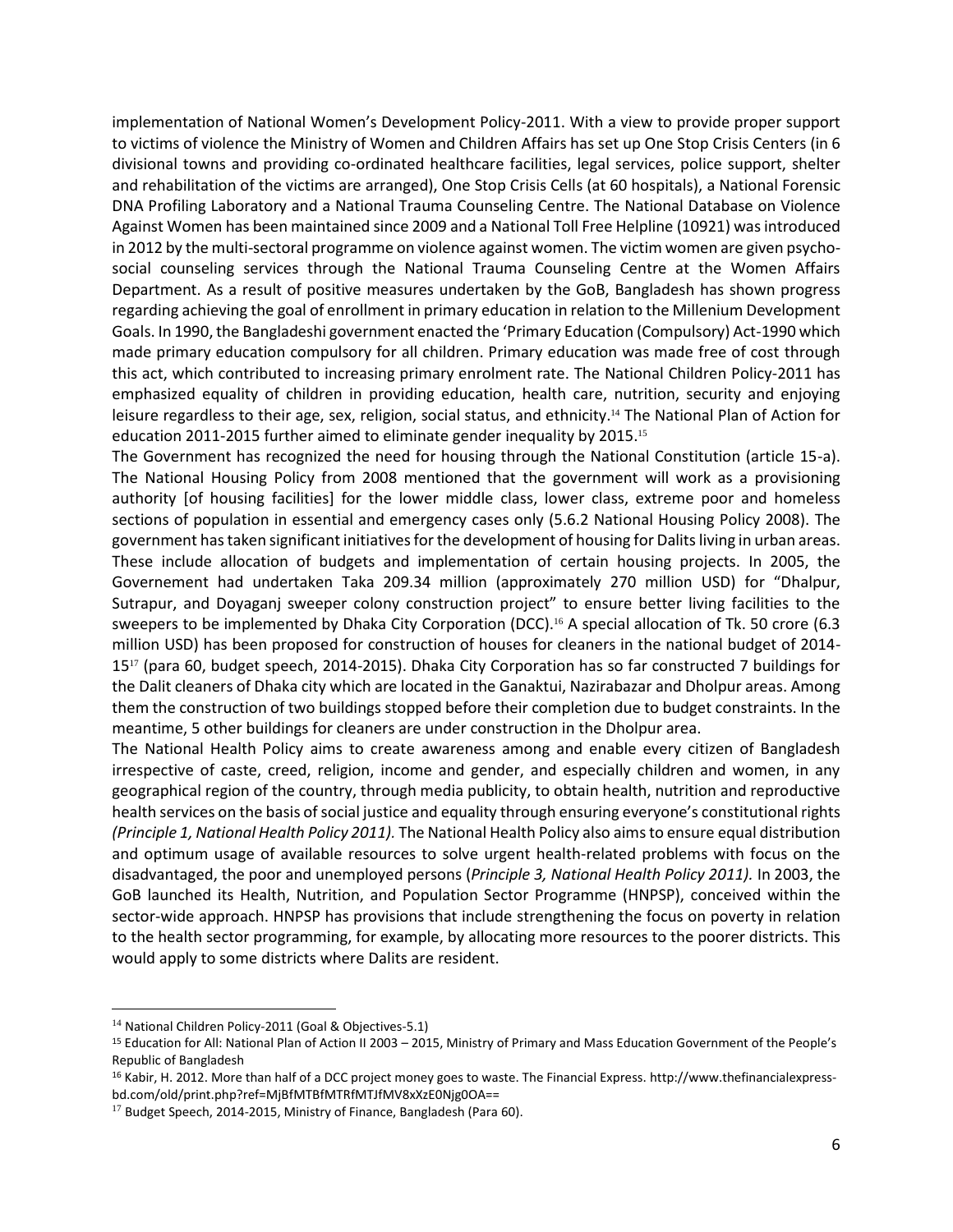implementation of National Women's Development Policy-2011. With a view to provide proper support to victims of violence the Ministry of Women and Children Affairs has set up One Stop Crisis Centers (in 6 divisional towns and providing co-ordinated healthcare facilities, legal services, police support, shelter and rehabilitation of the victims are arranged), One Stop Crisis Cells (at 60 hospitals), a National Forensic DNA Profiling Laboratory and a National Trauma Counseling Centre. The National Database on Violence Against Women has been maintained since 2009 and a National Toll Free Helpline (10921) was introduced in 2012 by the multi-sectoral programme on violence against women. The victim women are given psycho-social counseling services through the National Trauma Counseling Centre at the Women Affairs Department. As a result of positive measures undertaken by the GoB, Bangladesh has shown progress regarding achieving the goal of enrollment in primary education in relation to the Millenium Development Goals. In 1990, the Bangladeshi government enacted the 'Primary Education (Compulsory) Act-1990 which made primary education compulsory for all children. Primary education was made free of cost through this act, which contributed to increasing primary enrolment rate. The National Children Policy-2011 has emphasized equality of children in providing education, health care, nutrition, security and enjoying leisure regardless to their age, sex, religion, social status, and ethnicity.[14] The National Plan of Action for education 2011-2015 further aimed to eliminate gender inequality by 2015.[15]

The Government has recognized the need for housing through the National Constitution (article 15-a). The National Housing Policy from 2008 mentioned that the government will work as a provisioning authority [of housing facilities] for the lower middle class, lower class, extreme poor and homeless sections of population in essential and emergency cases only (5.6.2 National Housing Policy 2008). The government has taken significant initiatives for the development of housing for Dalits living in urban areas. These include allocation of budgets and implementation of certain housing projects. In 2005, the Governement had undertaken Taka 209.34 million (approximately 270 million USD) for "Dhalpur, Sutrapur, and Doyaganj sweeper colony construction project" to ensure better living facilities to the sweepers to be implemented by Dhaka City Corporation (DCC).[16] A special allocation of Tk. 50 crore (6.3 million USD) has been proposed for construction of houses for cleaners in the national budget of 2014-15[17] (para 60, budget speech, 2014-2015). Dhaka City Corporation has so far constructed 7 buildings for the Dalit cleaners of Dhaka city which are located in the Ganaktui, Nazirabazar and Dholpur areas. Among them the construction of two buildings stopped before their completion due to budget constraints. In the meantime, 5 other buildings for cleaners are under construction in the Dholpur area.

The National Health Policy aims to create awareness among and enable every citizen of Bangladesh irrespective of caste, creed, religion, income and gender, and especially children and women, in any geographical region of the country, through media publicity, to obtain health, nutrition and reproductive health services on the basis of social justice and equality through ensuring everyone's constitutional rights *(Principle 1, National Health Policy 2011).* The National Health Policy also aims to ensure equal distribution and optimum usage of available resources to solve urgent health-related problems with focus on the disadvantaged, the poor and unemployed persons (*Principle 3, National Health Policy 2011).* In 2003, the GoB launched its Health, Nutrition, and Population Sector Programme (HNPSP), conceived within the sector-wide approach. HNPSP has provisions that include strengthening the focus on poverty in relation to the health sector programming, for example, by allocating more resources to the poorer districts. This would apply to some districts where Dalits are resident.

---

[14] National Children Policy-2011 (Goal & Objectives-5.1)

[15] Education for All: National Plan of Action II 2003 – 2015, Ministry of Primary and Mass Education Government of the People's Republic of Bangladesh

[16] Kabir, H. 2012. More than half of a DCC project money goes to waste. The Financial Express. http://www.thefinancialexpress-bd.com/old/print.php?ref=MjBfMTBfMTRfMTJfMV8xXzE0Njg0OA==

[17] Budget Speech, 2014-2015, Ministry of Finance, Bangladesh (Para 60).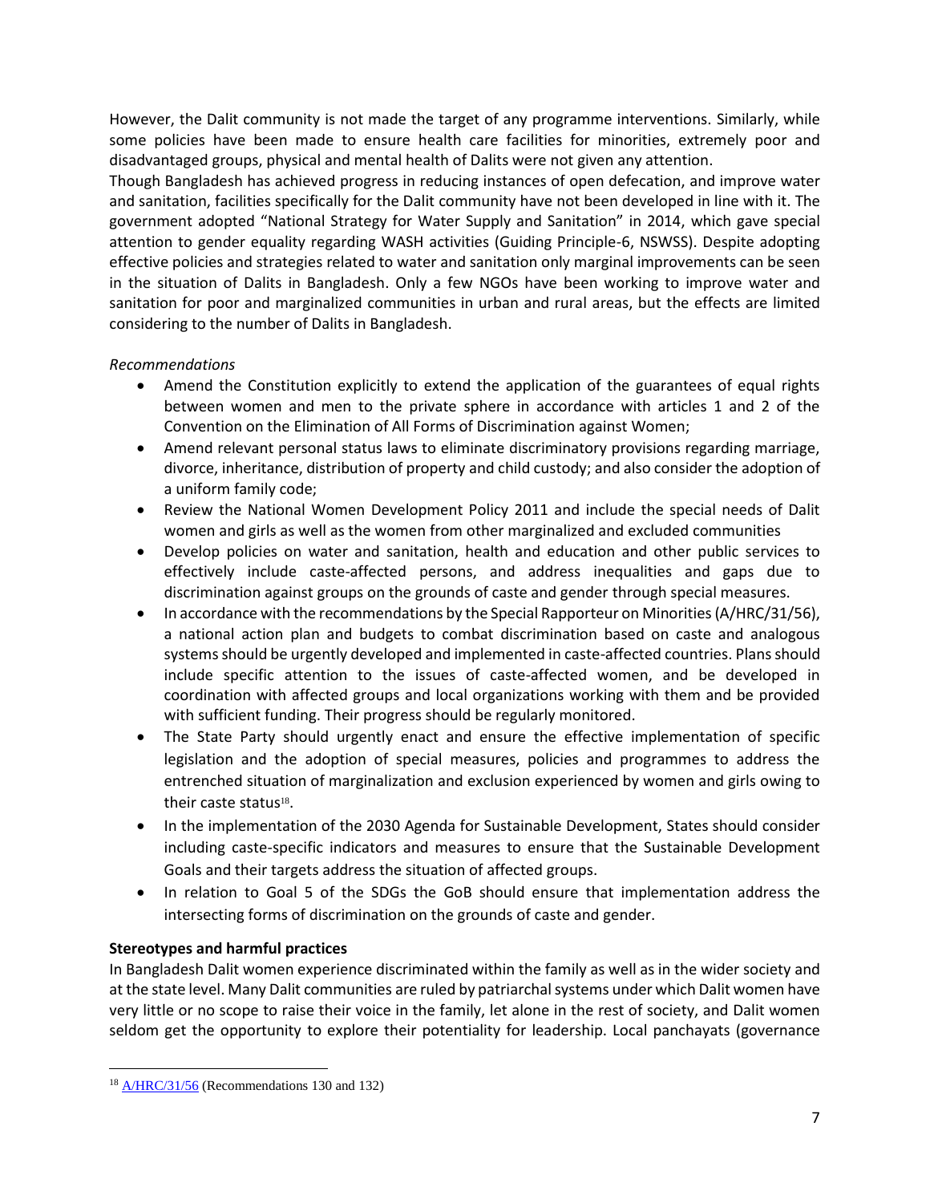However, the Dalit community is not made the target of any programme interventions. Similarly, while some policies have been made to ensure health care facilities for minorities, extremely poor and disadvantaged groups, physical and mental health of Dalits were not given any attention.

Though Bangladesh has achieved progress in reducing instances of open defecation, and improve water and sanitation, facilities specifically for the Dalit community have not been developed in line with it. The government adopted "National Strategy for Water Supply and Sanitation" in 2014, which gave special attention to gender equality regarding WASH activities (Guiding Principle-6, NSWSS). Despite adopting effective policies and strategies related to water and sanitation only marginal improvements can be seen in the situation of Dalits in Bangladesh. Only a few NGOs have been working to improve water and sanitation for poor and marginalized communities in urban and rural areas, but the effects are limited considering to the number of Dalits in Bangladesh.

*Recommendations*

- Amend the Constitution explicitly to extend the application of the guarantees of equal rights between women and men to the private sphere in accordance with articles 1 and 2 of the Convention on the Elimination of All Forms of Discrimination against Women;
- Amend relevant personal status laws to eliminate discriminatory provisions regarding marriage, divorce, inheritance, distribution of property and child custody; and also consider the adoption of a uniform family code;
- Review the National Women Development Policy 2011 and include the special needs of Dalit women and girls as well as the women from other marginalized and excluded communities
- Develop policies on water and sanitation, health and education and other public services to effectively include caste-affected persons, and address inequalities and gaps due to discrimination against groups on the grounds of caste and gender through special measures.
- In accordance with the recommendations by the Special Rapporteur on Minorities (A/HRC/31/56), a national action plan and budgets to combat discrimination based on caste and analogous systems should be urgently developed and implemented in caste-affected countries. Plans should include specific attention to the issues of caste-affected women, and be developed in coordination with affected groups and local organizations working with them and be provided with sufficient funding. Their progress should be regularly monitored.
- The State Party should urgently enact and ensure the effective implementation of specific legislation and the adoption of special measures, policies and programmes to address the entrenched situation of marginalization and exclusion experienced by women and girls owing to their caste status[18].
- In the implementation of the 2030 Agenda for Sustainable Development, States should consider including caste-specific indicators and measures to ensure that the Sustainable Development Goals and their targets address the situation of affected groups.
- In relation to Goal 5 of the SDGs the GoB should ensure that implementation address the intersecting forms of discrimination on the grounds of caste and gender.

**Stereotypes and harmful practices**

In Bangladesh Dalit women experience discriminated within the family as well as in the wider society and at the state level. Many Dalit communities are ruled by patriarchal systems under which Dalit women have very little or no scope to raise their voice in the family, let alone in the rest of society, and Dalit women seldom get the opportunity to explore their potentiality for leadership. Local panchayats (governance

---

[18] A/HRC/31/56 (Recommendations 130 and 132)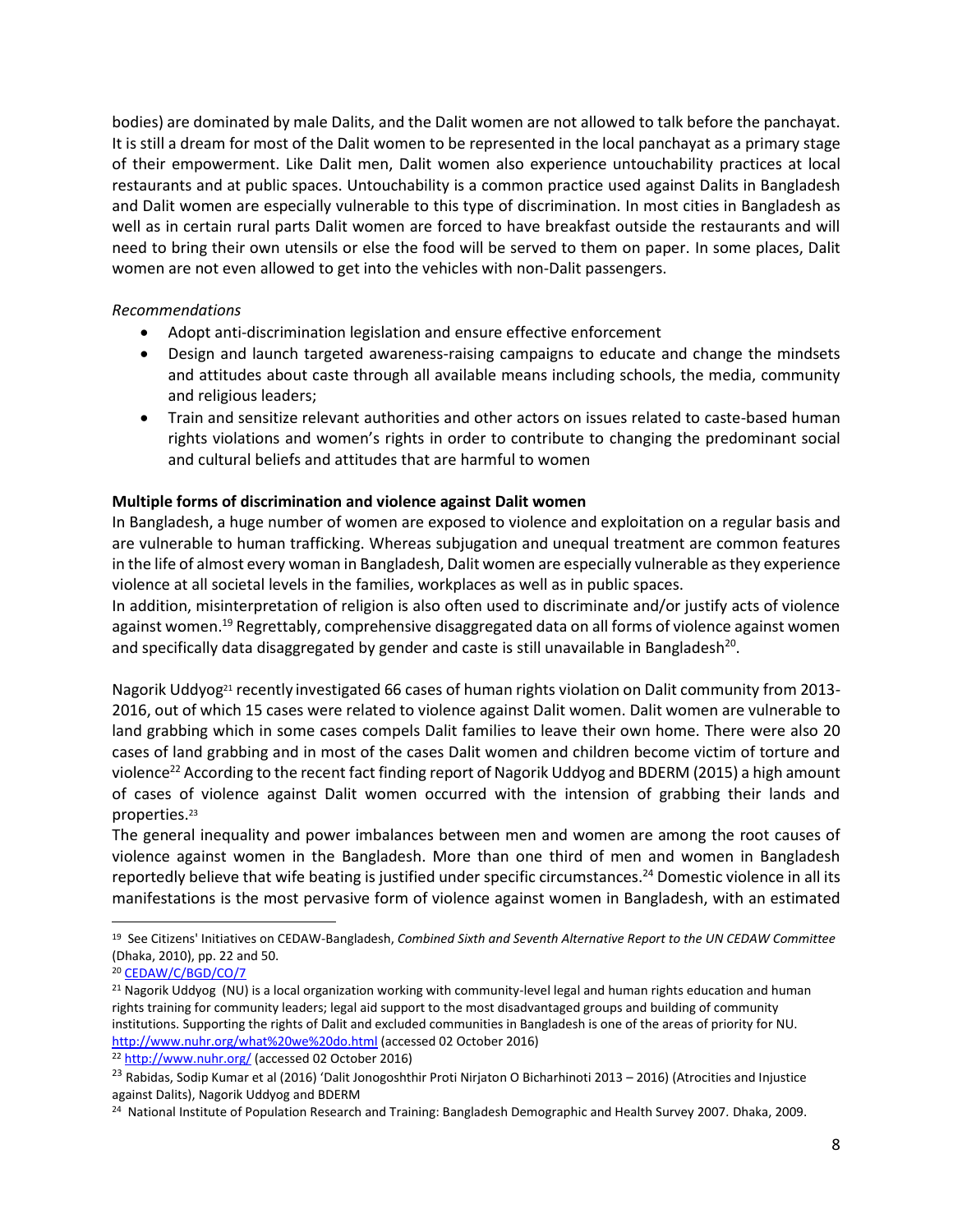bodies) are dominated by male Dalits, and the Dalit women are not allowed to talk before the panchayat. It is still a dream for most of the Dalit women to be represented in the local panchayat as a primary stage of their empowerment. Like Dalit men, Dalit women also experience untouchability practices at local restaurants and at public spaces. Untouchability is a common practice used against Dalits in Bangladesh and Dalit women are especially vulnerable to this type of discrimination. In most cities in Bangladesh as well as in certain rural parts Dalit women are forced to have breakfast outside the restaurants and will need to bring their own utensils or else the food will be served to them on paper. In some places, Dalit women are not even allowed to get into the vehicles with non-Dalit passengers.

*Recommendations*

- Adopt anti-discrimination legislation and ensure effective enforcement
- Design and launch targeted awareness-raising campaigns to educate and change the mindsets and attitudes about caste through all available means including schools, the media, community and religious leaders;
- Train and sensitize relevant authorities and other actors on issues related to caste-based human rights violations and women's rights in order to contribute to changing the predominant social and cultural beliefs and attitudes that are harmful to women

**Multiple forms of discrimination and violence against Dalit women**

In Bangladesh, a huge number of women are exposed to violence and exploitation on a regular basis and are vulnerable to human trafficking. Whereas subjugation and unequal treatment are common features in the life of almost every woman in Bangladesh, Dalit women are especially vulnerable as they experience violence at all societal levels in the families, workplaces as well as in public spaces.

In addition, misinterpretation of religion is also often used to discriminate and/or justify acts of violence against women.[19] Regrettably, comprehensive disaggregated data on all forms of violence against women and specifically data disaggregated by gender and caste is still unavailable in Bangladesh[20].

Nagorik Uddyog[21] recently investigated 66 cases of human rights violation on Dalit community from 2013-2016, out of which 15 cases were related to violence against Dalit women. Dalit women are vulnerable to land grabbing which in some cases compels Dalit families to leave their own home. There were also 20 cases of land grabbing and in most of the cases Dalit women and children become victim of torture and violence[22] According to the recent fact finding report of Nagorik Uddyog and BDERM (2015) a high amount of cases of violence against Dalit women occurred with the intension of grabbing their lands and properties.[23]

The general inequality and power imbalances between men and women are among the root causes of violence against women in the Bangladesh. More than one third of men and women in Bangladesh reportedly believe that wife beating is justified under specific circumstances.[24] Domestic violence in all its manifestations is the most pervasive form of violence against women in Bangladesh, with an estimated

---

[19] See Citizens' Initiatives on CEDAW-Bangladesh, *Combined Sixth and Seventh Alternative Report to the UN CEDAW Committee* (Dhaka, 2010), pp. 22 and 50.

[20] CEDAW/C/BGD/CO/7

[21] Nagorik Uddyog (NU) is a local organization working with community-level legal and human rights education and human rights training for community leaders; legal aid support to the most disadvantaged groups and building of community institutions. Supporting the rights of Dalit and excluded communities in Bangladesh is one of the areas of priority for NU. http://www.nuhr.org/what%20we%20do.html (accessed 02 October 2016)

[22] http://www.nuhr.org/ (accessed 02 October 2016)

[23] Rabidas, Sodip Kumar et al (2016) 'Dalit Jonogoshthir Proti Nirjaton O Bicharhinoti 2013 – 2016) (Atrocities and Injustice against Dalits), Nagorik Uddyog and BDERM

[24] National Institute of Population Research and Training: Bangladesh Demographic and Health Survey 2007. Dhaka, 2009.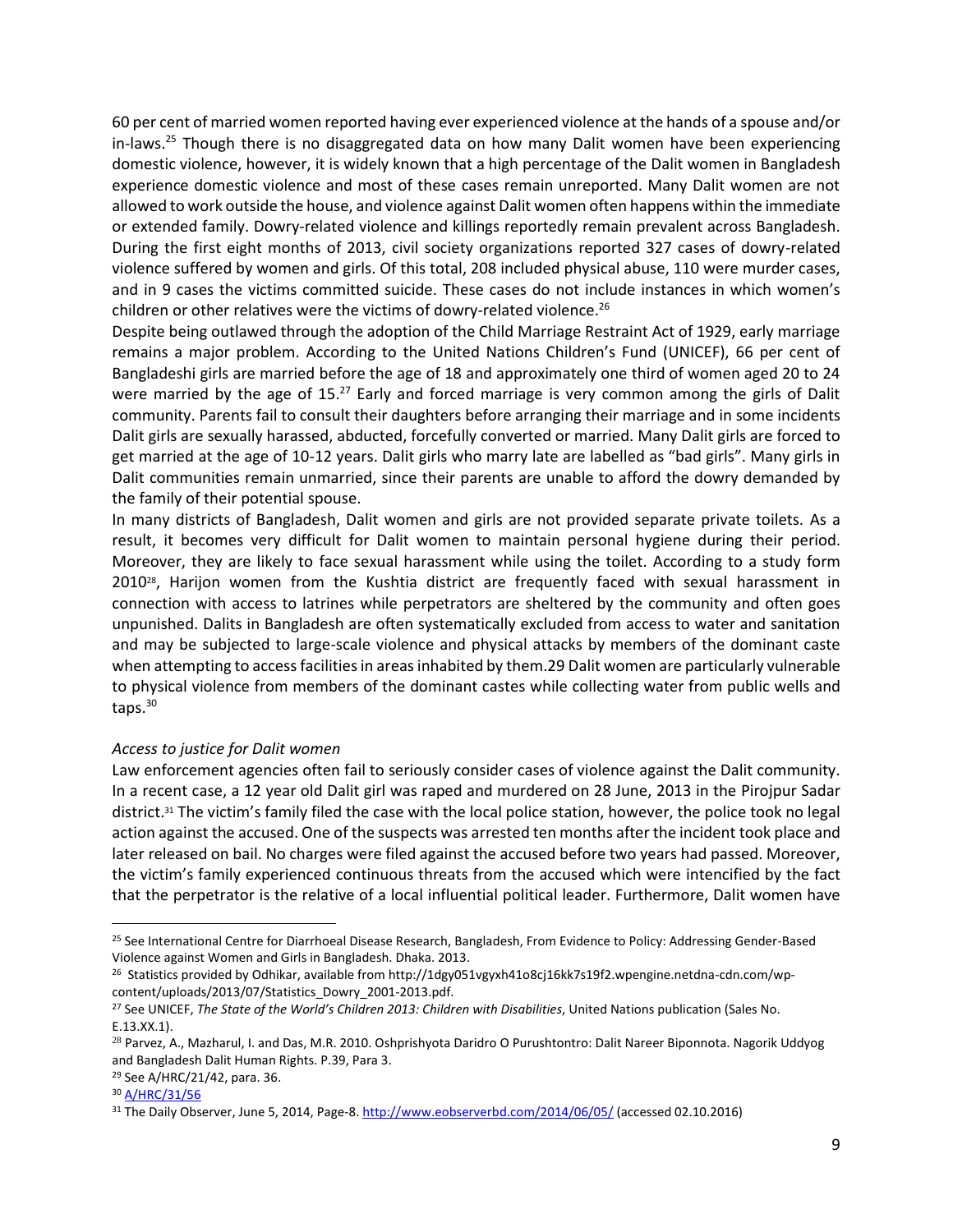60 per cent of married women reported having ever experienced violence at the hands of a spouse and/or in-laws.[25] Though there is no disaggregated data on how many Dalit women have been experiencing domestic violence, however, it is widely known that a high percentage of the Dalit women in Bangladesh experience domestic violence and most of these cases remain unreported. Many Dalit women are not allowed to work outside the house, and violence against Dalit women often happens within the immediate or extended family. Dowry-related violence and killings reportedly remain prevalent across Bangladesh. During the first eight months of 2013, civil society organizations reported 327 cases of dowry-related violence suffered by women and girls. Of this total, 208 included physical abuse, 110 were murder cases, and in 9 cases the victims committed suicide. These cases do not include instances in which women's children or other relatives were the victims of dowry-related violence.[26]

Despite being outlawed through the adoption of the Child Marriage Restraint Act of 1929, early marriage remains a major problem. According to the United Nations Children's Fund (UNICEF), 66 per cent of Bangladeshi girls are married before the age of 18 and approximately one third of women aged 20 to 24 were married by the age of 15.[27] Early and forced marriage is very common among the girls of Dalit community. Parents fail to consult their daughters before arranging their marriage and in some incidents Dalit girls are sexually harassed, abducted, forcefully converted or married. Many Dalit girls are forced to get married at the age of 10-12 years. Dalit girls who marry late are labelled as "bad girls". Many girls in Dalit communities remain unmarried, since their parents are unable to afford the dowry demanded by the family of their potential spouse.

In many districts of Bangladesh, Dalit women and girls are not provided separate private toilets. As a result, it becomes very difficult for Dalit women to maintain personal hygiene during their period. Moreover, they are likely to face sexual harassment while using the toilet. According to a study form 2010[28], Harijon women from the Kushtia district are frequently faced with sexual harassment in connection with access to latrines while perpetrators are sheltered by the community and often goes unpunished. Dalits in Bangladesh are often systematically excluded from access to water and sanitation and may be subjected to large-scale violence and physical attacks by members of the dominant caste when attempting to access facilities in areas inhabited by them.29 Dalit women are particularly vulnerable to physical violence from members of the dominant castes while collecting water from public wells and taps.[30]

*Access to justice for Dalit women*

Law enforcement agencies often fail to seriously consider cases of violence against the Dalit community. In a recent case, a 12 year old Dalit girl was raped and murdered on 28 June, 2013 in the Pirojpur Sadar district.[31] The victim's family filed the case with the local police station, however, the police took no legal action against the accused. One of the suspects was arrested ten months after the incident took place and later released on bail. No charges were filed against the accused before two years had passed. Moreover, the victim's family experienced continuous threats from the accused which were intencified by the fact that the perpetrator is the relative of a local influential political leader. Furthermore, Dalit women have

---

[25] See International Centre for Diarrhoeal Disease Research, Bangladesh, From Evidence to Policy: Addressing Gender-Based Violence against Women and Girls in Bangladesh. Dhaka. 2013.

[26] Statistics provided by Odhikar, available from http://1dgy051vgyxh41o8cj16kk7s19f2.wpengine.netdna-cdn.com/wp-content/uploads/2013/07/Statistics_Dowry_2001-2013.pdf.

[27] See UNICEF, *The State of the World's Children 2013: Children with Disabilities*, United Nations publication (Sales No. E.13.XX.1).

[28] Parvez, A., Mazharul, I. and Das, M.R. 2010. Oshprishyota Daridro O Purushtontro: Dalit Nareer Biponnota. Nagorik Uddyog and Bangladesh Dalit Human Rights. P.39, Para 3.

[29] See A/HRC/21/42, para. 36.

[30] A/HRC/31/56

[31] The Daily Observer, June 5, 2014, Page-8. http://www.eobserverbd.com/2014/06/05/ (accessed 02.10.2016)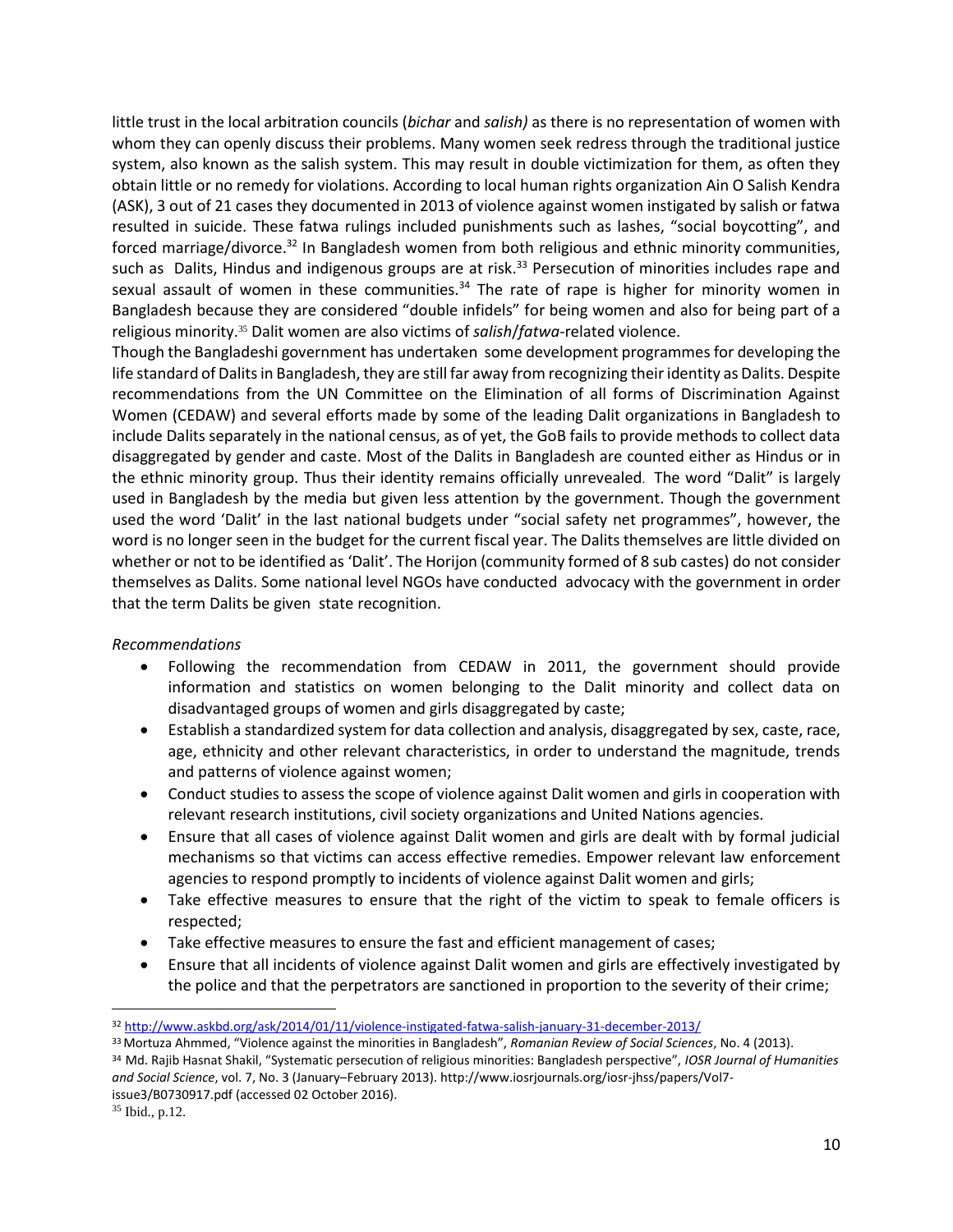little trust in the local arbitration councils (*bichar* and *salish)* as there is no representation of women with whom they can openly discuss their problems. Many women seek redress through the traditional justice system, also known as the salish system. This may result in double victimization for them, as often they obtain little or no remedy for violations. According to local human rights organization Ain O Salish Kendra (ASK), 3 out of 21 cases they documented in 2013 of violence against women instigated by salish or fatwa resulted in suicide. These fatwa rulings included punishments such as lashes, "social boycotting", and forced marriage/divorce.[32] In Bangladesh women from both religious and ethnic minority communities, such as Dalits, Hindus and indigenous groups are at risk.[33] Persecution of minorities includes rape and sexual assault of women in these communities.[34] The rate of rape is higher for minority women in Bangladesh because they are considered "double infidels" for being women and also for being part of a religious minority.[35] Dalit women are also victims of *salish*/*fatwa*-related violence.

Though the Bangladeshi government has undertaken some development programmes for developing the life standard of Dalits in Bangladesh, they are still far away from recognizing their identity as Dalits. Despite recommendations from the UN Committee on the Elimination of all forms of Discrimination Against Women (CEDAW) and several efforts made by some of the leading Dalit organizations in Bangladesh to include Dalits separately in the national census, as of yet, the GoB fails to provide methods to collect data disaggregated by gender and caste. Most of the Dalits in Bangladesh are counted either as Hindus or in the ethnic minority group. Thus their identity remains officially unrevealed. The word "Dalit" is largely used in Bangladesh by the media but given less attention by the government. Though the government used the word 'Dalit' in the last national budgets under "social safety net programmes", however, the word is no longer seen in the budget for the current fiscal year. The Dalits themselves are little divided on whether or not to be identified as 'Dalit'. The Horijon (community formed of 8 sub castes) do not consider themselves as Dalits. Some national level NGOs have conducted advocacy with the government in order that the term Dalits be given state recognition.

*Recommendations*

- Following the recommendation from CEDAW in 2011, the government should provide information and statistics on women belonging to the Dalit minority and collect data on disadvantaged groups of women and girls disaggregated by caste;
- Establish a standardized system for data collection and analysis, disaggregated by sex, caste, race, age, ethnicity and other relevant characteristics, in order to understand the magnitude, trends and patterns of violence against women;
- Conduct studies to assess the scope of violence against Dalit women and girls in cooperation with relevant research institutions, civil society organizations and United Nations agencies.
- Ensure that all cases of violence against Dalit women and girls are dealt with by formal judicial mechanisms so that victims can access effective remedies. Empower relevant law enforcement agencies to respond promptly to incidents of violence against Dalit women and girls;
- Take effective measures to ensure that the right of the victim to speak to female officers is respected;
- Take effective measures to ensure the fast and efficient management of cases;
- Ensure that all incidents of violence against Dalit women and girls are effectively investigated by the police and that the perpetrators are sanctioned in proportion to the severity of their crime;

---

[32] http://www.askbd.org/ask/2014/01/11/violence-instigated-fatwa-salish-january-31-december-2013/

[33] Mortuza Ahmmed, "Violence against the minorities in Bangladesh", *Romanian Review of Social Sciences*, No. 4 (2013).

[34] Md. Rajib Hasnat Shakil, "Systematic persecution of religious minorities: Bangladesh perspective", *IOSR Journal of Humanities and Social Science*, vol. 7, No. 3 (January–February 2013). http://www.iosrjournals.org/iosr-jhss/papers/Vol7-issue3/B0730917.pdf (accessed 02 October 2016).

[35] Ibid., p.12.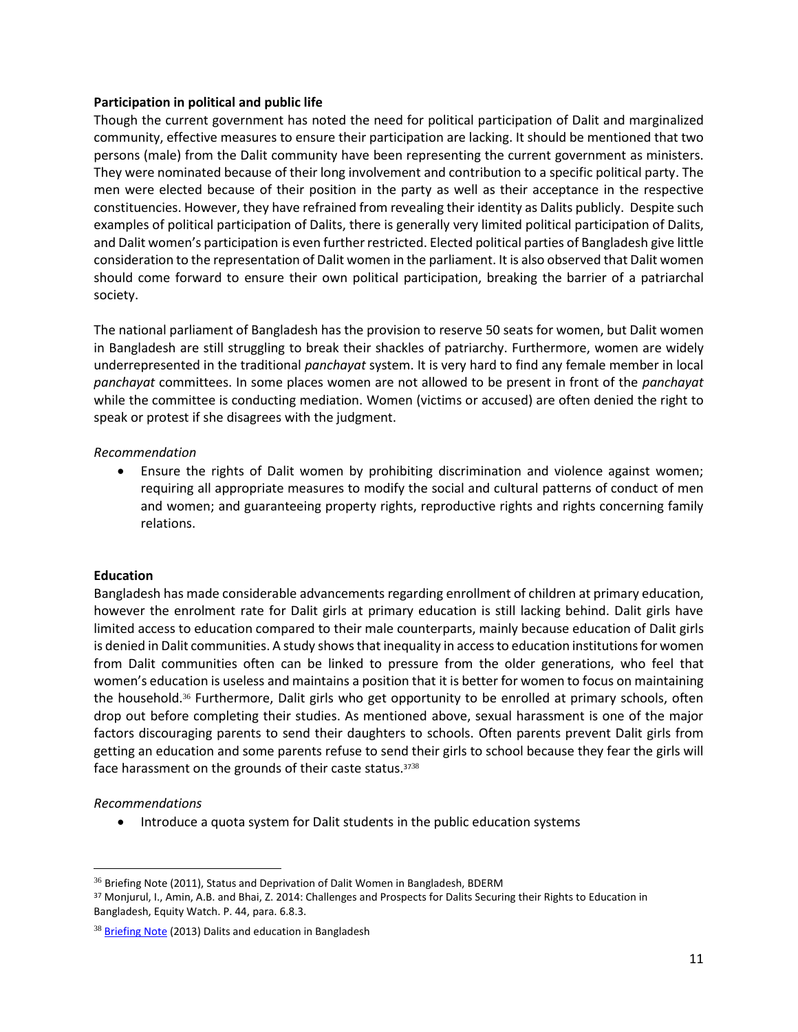**Participation in political and public life**

Though the current government has noted the need for political participation of Dalit and marginalized community, effective measures to ensure their participation are lacking. It should be mentioned that two persons (male) from the Dalit community have been representing the current government as ministers. They were nominated because of their long involvement and contribution to a specific political party. The men were elected because of their position in the party as well as their acceptance in the respective constituencies. However, they have refrained from revealing their identity as Dalits publicly. Despite such examples of political participation of Dalits, there is generally very limited political participation of Dalits, and Dalit women's participation is even further restricted. Elected political parties of Bangladesh give little consideration to the representation of Dalit women in the parliament. It is also observed that Dalit women should come forward to ensure their own political participation, breaking the barrier of a patriarchal society.

The national parliament of Bangladesh has the provision to reserve 50 seats for women, but Dalit women in Bangladesh are still struggling to break their shackles of patriarchy. Furthermore, women are widely underrepresented in the traditional *panchayat* system. It is very hard to find any female member in local *panchayat* committees. In some places women are not allowed to be present in front of the *panchayat* while the committee is conducting mediation. Women (victims or accused) are often denied the right to speak or protest if she disagrees with the judgment.

*Recommendation*

- Ensure the rights of Dalit women by prohibiting discrimination and violence against women; requiring all appropriate measures to modify the social and cultural patterns of conduct of men and women; and guaranteeing property rights, reproductive rights and rights concerning family relations.

**Education**

Bangladesh has made considerable advancements regarding enrollment of children at primary education, however the enrolment rate for Dalit girls at primary education is still lacking behind. Dalit girls have limited access to education compared to their male counterparts, mainly because education of Dalit girls is denied in Dalit communities. A study shows that inequality in access to education institutions for women from Dalit communities often can be linked to pressure from the older generations, who feel that women's education is useless and maintains a position that it is better for women to focus on maintaining the household.[36] Furthermore, Dalit girls who get opportunity to be enrolled at primary schools, often drop out before completing their studies. As mentioned above, sexual harassment is one of the major factors discouraging parents to send their daughters to schools. Often parents prevent Dalit girls from getting an education and some parents refuse to send their girls to school because they fear the girls will face harassment on the grounds of their caste status.[37][38]

*Recommendations*

- Introduce a quota system for Dalit students in the public education systems

---

[36] Briefing Note (2011), Status and Deprivation of Dalit Women in Bangladesh, BDERM

[37] Monjurul, I., Amin, A.B. and Bhai, Z. 2014: Challenges and Prospects for Dalits Securing their Rights to Education in Bangladesh, Equity Watch. P. 44, para. 6.8.3.

[38] Briefing Note (2013) Dalits and education in Bangladesh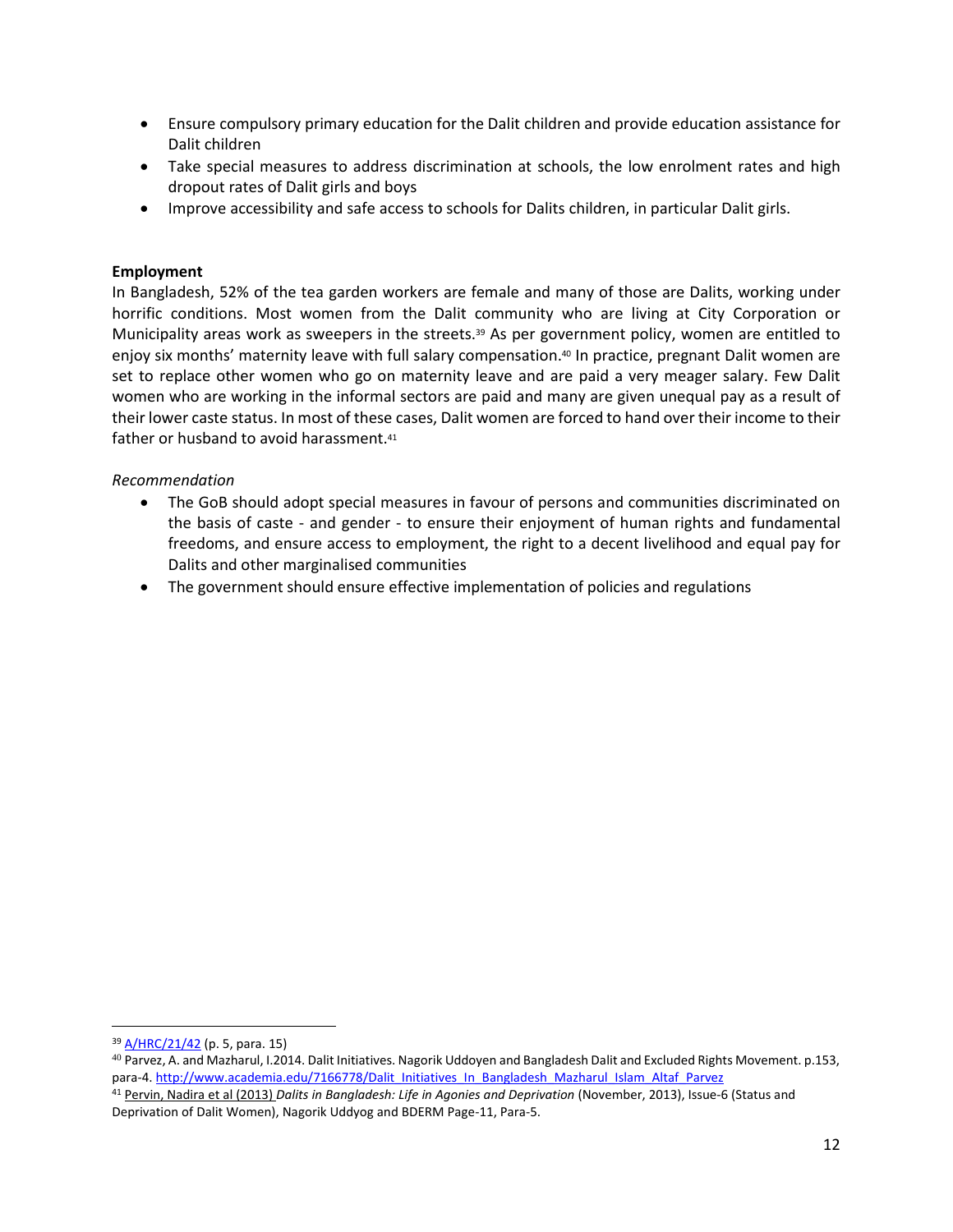- Ensure compulsory primary education for the Dalit children and provide education assistance for Dalit children
- Take special measures to address discrimination at schools, the low enrolment rates and high dropout rates of Dalit girls and boys
- Improve accessibility and safe access to schools for Dalits children, in particular Dalit girls.

**Employment**

In Bangladesh, 52% of the tea garden workers are female and many of those are Dalits, working under horrific conditions. Most women from the Dalit community who are living at City Corporation or Municipality areas work as sweepers in the streets.[39] As per government policy, women are entitled to enjoy six months' maternity leave with full salary compensation.[40] In practice, pregnant Dalit women are set to replace other women who go on maternity leave and are paid a very meager salary. Few Dalit women who are working in the informal sectors are paid and many are given unequal pay as a result of their lower caste status. In most of these cases, Dalit women are forced to hand over their income to their father or husband to avoid harassment.[41]

*Recommendation*

- The GoB should adopt special measures in favour of persons and communities discriminated on the basis of caste - and gender - to ensure their enjoyment of human rights and fundamental freedoms, and ensure access to employment, the right to a decent livelihood and equal pay for Dalits and other marginalised communities
- The government should ensure effective implementation of policies and regulations

---

[39] A/HRC/21/42 (p. 5, para. 15)

[40] Parvez, A. and Mazharul, I.2014. Dalit Initiatives. Nagorik Uddoyen and Bangladesh Dalit and Excluded Rights Movement. p.153, para-4. http://www.academia.edu/7166778/Dalit_Initiatives_In_Bangladesh_Mazharul_Islam_Altaf_Parvez

[41] Pervin, Nadira et al (2013) *Dalits in Bangladesh: Life in Agonies and Deprivation* (November, 2013), Issue-6 (Status and Deprivation of Dalit Women), Nagorik Uddyog and BDERM Page-11, Para-5.